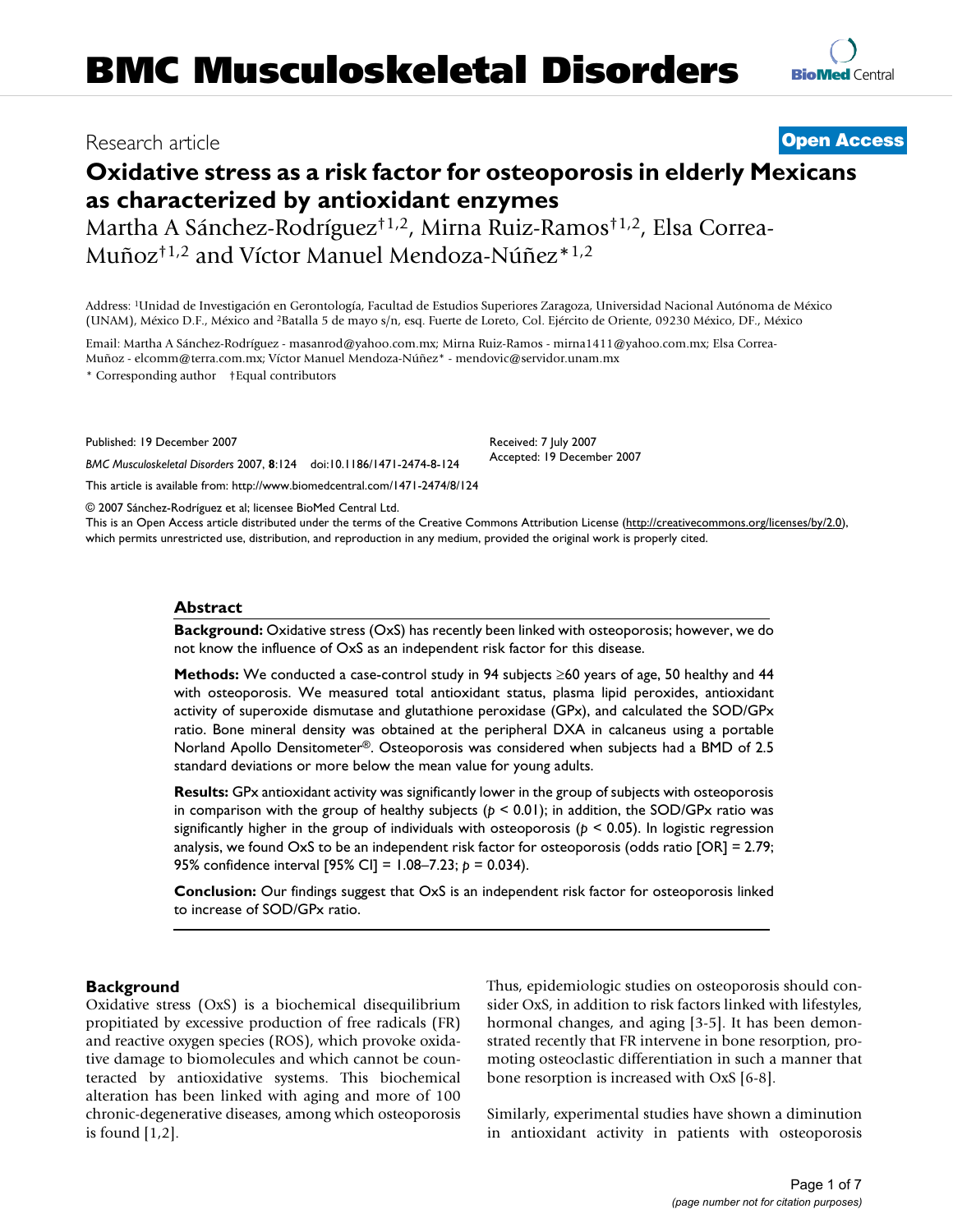# BMC Musculoskeletal Disorders

Research article

**Open Access**

# Oxidative stress as a risk factor for osteoporosis in elderly Mexicans as characterized by antioxidant enzymes

Martha A Sánchez-Rodríguez[†1,2], Mirna Ruiz-Ramos[†1,2], Elsa Correa-Muñoz[†1,2] and Víctor Manuel Mendoza-Núñez[*1,2]

Address: [1]Unidad de Investigación en Gerontología, Facultad de Estudios Superiores Zaragoza, Universidad Nacional Autónoma de México (UNAM), México D.F., México and [2]Batalla 5 de mayo s/n, esq. Fuerte de Loreto, Col. Ejército de Oriente, 09230 México, DF., México

Email: Martha A Sánchez-Rodríguez - masanrod@yahoo.com.mx; Mirna Ruiz-Ramos - mirna1411@yahoo.com.mx; Elsa Correa-Muñoz - elcomm@terra.com.mx; Víctor Manuel Mendoza-Núñez* - mendovic@servidor.unam.mx

* Corresponding author †Equal contributors

Published: 19 December 2007

*BMC Musculoskeletal Disorders* 2007, **8**:124 doi:10.1186/1471-2474-8-124

Received: 7 July 2007
Accepted: 19 December 2007

This article is available from: http://www.biomedcentral.com/1471-2474/8/124

© 2007 Sánchez-Rodríguez et al; licensee BioMed Central Ltd.
This is an Open Access article distributed under the terms of the Creative Commons Attribution License (http://creativecommons.org/licenses/by/2.0), which permits unrestricted use, distribution, and reproduction in any medium, provided the original work is properly cited.

## Abstract

**Background:** Oxidative stress (OxS) has recently been linked with osteoporosis; however, we do not know the influence of OxS as an independent risk factor for this disease.

**Methods:** We conducted a case-control study in 94 subjects ≥60 years of age, 50 healthy and 44 with osteoporosis. We measured total antioxidant status, plasma lipid peroxides, antioxidant activity of superoxide dismutase and glutathione peroxidase (GPx), and calculated the SOD/GPx ratio. Bone mineral density was obtained at the peripheral DXA in calcaneus using a portable Norland Apollo Densitometer®. Osteoporosis was considered when subjects had a BMD of 2.5 standard deviations or more below the mean value for young adults.

**Results:** GPx antioxidant activity was significantly lower in the group of subjects with osteoporosis in comparison with the group of healthy subjects ($p < 0.01$); in addition, the SOD/GPx ratio was significantly higher in the group of individuals with osteoporosis ($p < 0.05$). In logistic regression analysis, we found OxS to be an independent risk factor for osteoporosis (odds ratio [OR] = 2.79; 95% confidence interval [95% CI] = 1.08–7.23; $p = 0.034$).

**Conclusion:** Our findings suggest that OxS is an independent risk factor for osteoporosis linked to increase of SOD/GPx ratio.

## Background

Oxidative stress (OxS) is a biochemical disequilibrium propitiated by excessive production of free radicals (FR) and reactive oxygen species (ROS), which provoke oxidative damage to biomolecules and which cannot be counteracted by antioxidative systems. This biochemical alteration has been linked with aging and more of 100 chronic-degenerative diseases, among which osteoporosis is found [1,2].

Thus, epidemiologic studies on osteoporosis should consider OxS, in addition to risk factors linked with lifestyles, hormonal changes, and aging [3-5]. It has been demonstrated recently that FR intervene in bone resorption, promoting osteoclastic differentiation in such a manner that bone resorption is increased with OxS [6-8].

Similarly, experimental studies have shown a diminution in antioxidant activity in patients with osteoporosis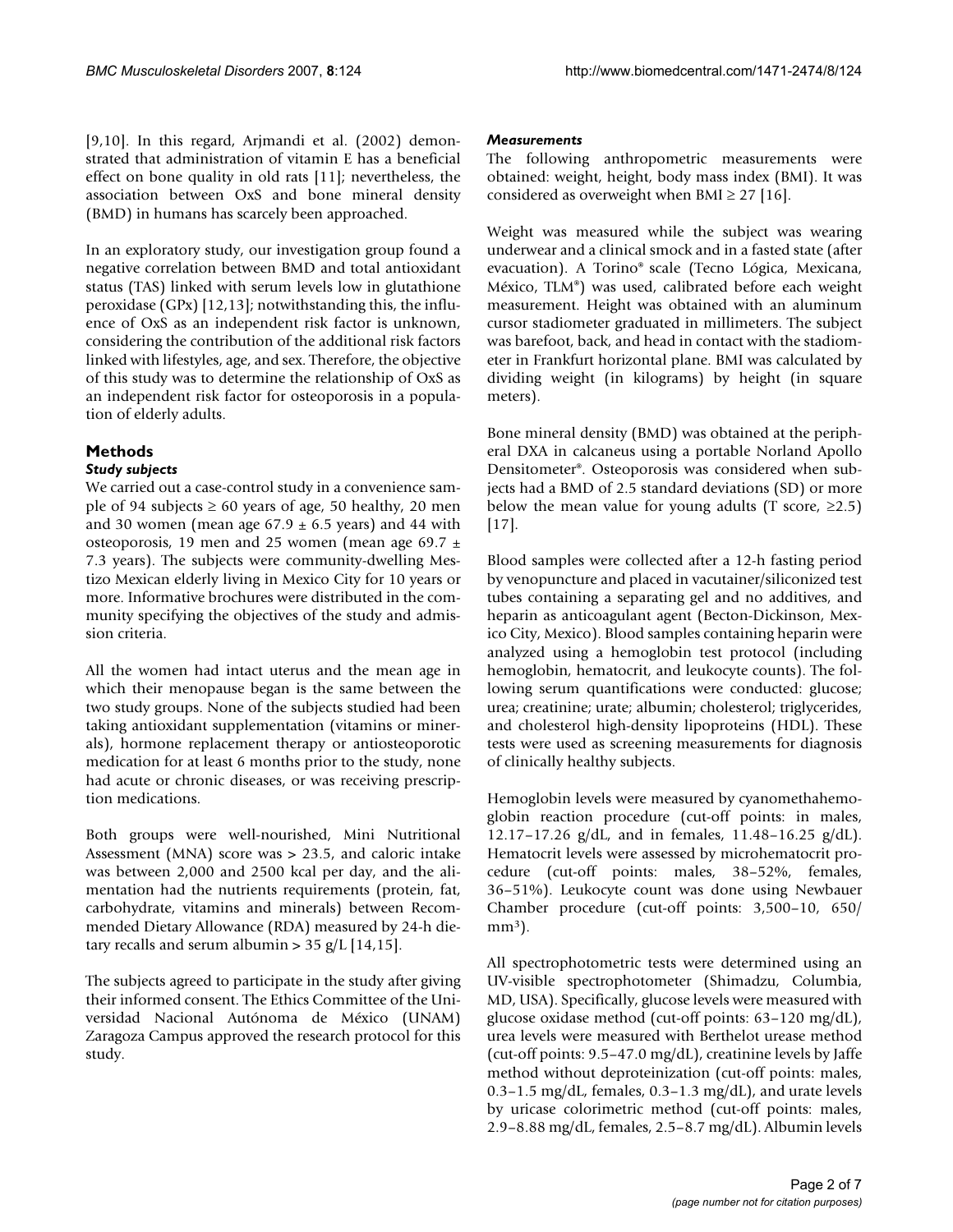[9,10]. In this regard, Arjmandi et al. (2002) demonstrated that administration of vitamin E has a beneficial effect on bone quality in old rats [11]; nevertheless, the association between OxS and bone mineral density (BMD) in humans has scarcely been approached.

In an exploratory study, our investigation group found a negative correlation between BMD and total antioxidant status (TAS) linked with serum levels low in glutathione peroxidase (GPx) [12,13]; notwithstanding this, the influence of OxS as an independent risk factor is unknown, considering the contribution of the additional risk factors linked with lifestyles, age, and sex. Therefore, the objective of this study was to determine the relationship of OxS as an independent risk factor for osteoporosis in a population of elderly adults.

## Methods

### *Study subjects*

We carried out a case-control study in a convenience sample of 94 subjects ≥ 60 years of age, 50 healthy, 20 men and 30 women (mean age 67.9 ± 6.5 years) and 44 with osteoporosis, 19 men and 25 women (mean age 69.7 ± 7.3 years). The subjects were community-dwelling Mestizo Mexican elderly living in Mexico City for 10 years or more. Informative brochures were distributed in the community specifying the objectives of the study and admission criteria.

All the women had intact uterus and the mean age in which their menopause began is the same between the two study groups. None of the subjects studied had been taking antioxidant supplementation (vitamins or minerals), hormone replacement therapy or antiosteoporotic medication for at least 6 months prior to the study, none had acute or chronic diseases, or was receiving prescription medications.

Both groups were well-nourished, Mini Nutritional Assessment (MNA) score was > 23.5, and caloric intake was between 2,000 and 2500 kcal per day, and the alimentation had the nutrients requirements (protein, fat, carbohydrate, vitamins and minerals) between Recommended Dietary Allowance (RDA) measured by 24-h dietary recalls and serum albumin > 35 g/L [14,15].

The subjects agreed to participate in the study after giving their informed consent. The Ethics Committee of the Universidad Nacional Autónoma de México (UNAM) Zaragoza Campus approved the research protocol for this study.

### *Measurements*

The following anthropometric measurements were obtained: weight, height, body mass index (BMI). It was considered as overweight when BMI ≥ 27 [16].

Weight was measured while the subject was wearing underwear and a clinical smock and in a fasted state (after evacuation). A Torino® scale (Tecno Lógica, Mexicana, México, TLM®) was used, calibrated before each weight measurement. Height was obtained with an aluminum cursor stadiometer graduated in millimeters. The subject was barefoot, back, and head in contact with the stadiometer in Frankfurt horizontal plane. BMI was calculated by dividing weight (in kilograms) by height (in square meters).

Bone mineral density (BMD) was obtained at the peripheral DXA in calcaneus using a portable Norland Apollo Densitometer®. Osteoporosis was considered when subjects had a BMD of 2.5 standard deviations (SD) or more below the mean value for young adults (T score, ≥2.5) [17].

Blood samples were collected after a 12-h fasting period by venopuncture and placed in vacutainer/siliconized test tubes containing a separating gel and no additives, and heparin as anticoagulant agent (Becton-Dickinson, Mexico City, Mexico). Blood samples containing heparin were analyzed using a hemoglobin test protocol (including hemoglobin, hematocrit, and leukocyte counts). The following serum quantifications were conducted: glucose; urea; creatinine; urate; albumin; cholesterol; triglycerides, and cholesterol high-density lipoproteins (HDL). These tests were used as screening measurements for diagnosis of clinically healthy subjects.

Hemoglobin levels were measured by cyanomethahemoglobin reaction procedure (cut-off points: in males, 12.17–17.26 g/dL, and in females, 11.48–16.25 g/dL). Hematocrit levels were assessed by microhematocrit procedure (cut-off points: males, 38–52%, females, 36–51%). Leukocyte count was done using Newbauer Chamber procedure (cut-off points: 3,500–10, 650/$mm^3$).

All spectrophotometric tests were determined using an UV-visible spectrophotometer (Shimadzu, Columbia, MD, USA). Specifically, glucose levels were measured with glucose oxidase method (cut-off points: 63–120 mg/dL), urea levels were measured with Berthelot urease method (cut-off points: 9.5–47.0 mg/dL), creatinine levels by Jaffe method without deproteinization (cut-off points: males, 0.3–1.5 mg/dL, females, 0.3–1.3 mg/dL), and urate levels by uricase colorimetric method (cut-off points: males, 2.9–8.88 mg/dL, females, 2.5–8.7 mg/dL). Albumin levels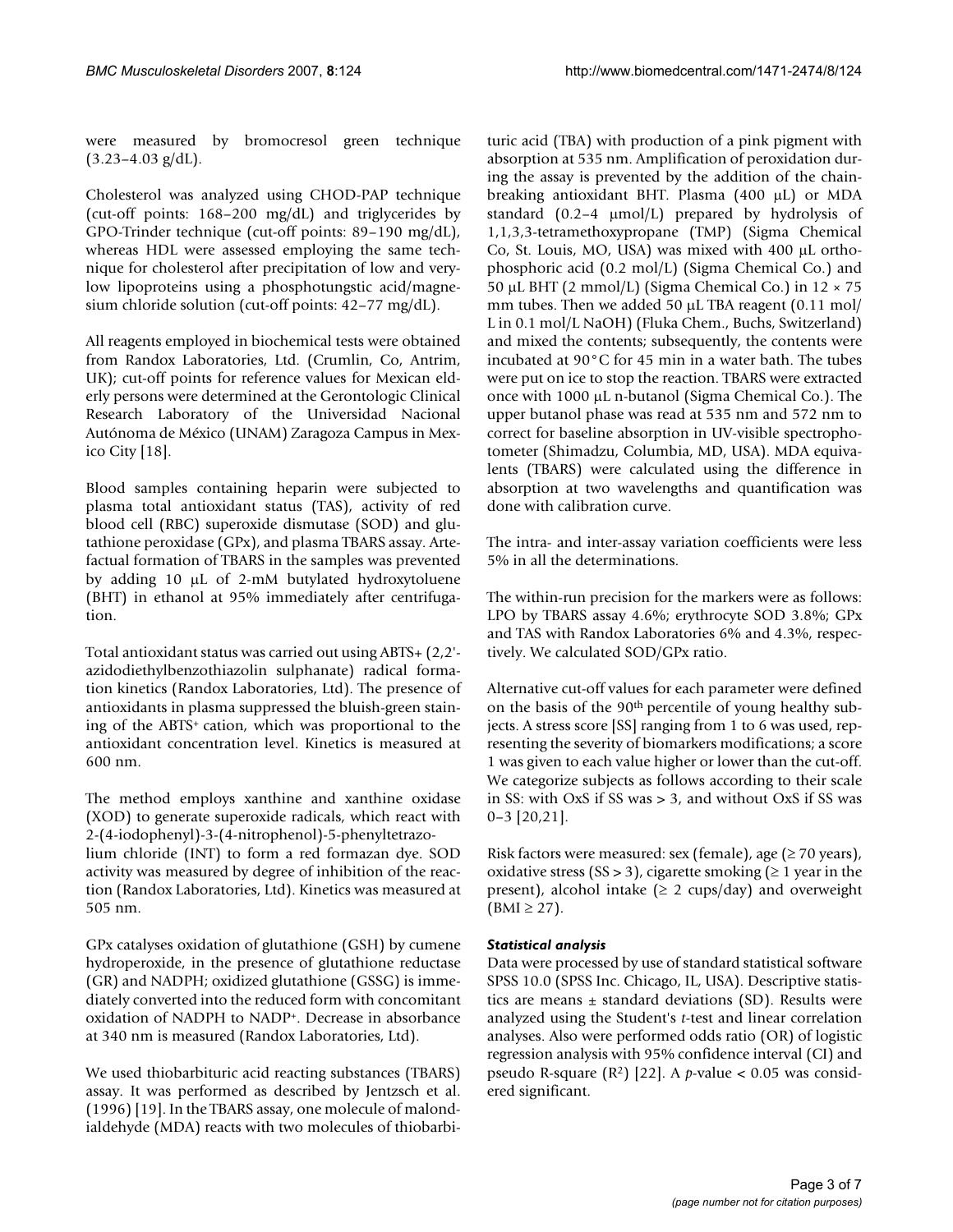were measured by bromocresol green technique (3.23–4.03 g/dL).

Cholesterol was analyzed using CHOD-PAP technique (cut-off points: 168–200 mg/dL) and triglycerides by GPO-Trinder technique (cut-off points: 89–190 mg/dL), whereas HDL were assessed employing the same technique for cholesterol after precipitation of low and very-low lipoproteins using a phosphotungstic acid/magnesium chloride solution (cut-off points: 42–77 mg/dL).

All reagents employed in biochemical tests were obtained from Randox Laboratories, Ltd. (Crumlin, Co, Antrim, UK); cut-off points for reference values for Mexican elderly persons were determined at the Gerontologic Clinical Research Laboratory of the Universidad Nacional Autónoma de México (UNAM) Zaragoza Campus in Mexico City [18].

Blood samples containing heparin were subjected to plasma total antioxidant status (TAS), activity of red blood cell (RBC) superoxide dismutase (SOD) and glutathione peroxidase (GPx), and plasma TBARS assay. Artefactual formation of TBARS in the samples was prevented by adding 10 μL of 2-mM butylated hydroxytoluene (BHT) in ethanol at 95% immediately after centrifugation.

Total antioxidant status was carried out using ABTS+ (2,2'-azidodiethylbenzothiazolin sulphanate) radical formation kinetics (Randox Laboratories, Ltd). The presence of antioxidants in plasma suppressed the bluish-green staining of the $ABTS^+$ cation, which was proportional to the antioxidant concentration level. Kinetics is measured at 600 nm.

The method employs xanthine and xanthine oxidase (XOD) to generate superoxide radicals, which react with 2-(4-iodophenyl)-3-(4-nitrophenol)-5-phenyltetrazolium chloride (INT) to form a red formazan dye. SOD activity was measured by degree of inhibition of the reaction (Randox Laboratories, Ltd). Kinetics was measured at 505 nm.

GPx catalyses oxidation of glutathione (GSH) by cumene hydroperoxide, in the presence of glutathione reductase (GR) and NADPH; oxidized glutathione (GSSG) is immediately converted into the reduced form with concomitant oxidation of NADPH to $NADP^+$. Decrease in absorbance at 340 nm is measured (Randox Laboratories, Ltd).

We used thiobarbituric acid reacting substances (TBARS) assay. It was performed as described by Jentzsch et al. (1996) [19]. In the TBARS assay, one molecule of malondialdehyde (MDA) reacts with two molecules of thiobarbituric acid (TBA) with production of a pink pigment with absorption at 535 nm. Amplification of peroxidation during the assay is prevented by the addition of the chain-breaking antioxidant BHT. Plasma (400 μL) or MDA standard (0.2–4 μmol/L) prepared by hydrolysis of 1,1,3,3-tetramethoxypropane (TMP) (Sigma Chemical Co, St. Louis, MO, USA) was mixed with 400 μL orthophosphoric acid (0.2 mol/L) (Sigma Chemical Co.) and 50 μL BHT (2 mmol/L) (Sigma Chemical Co.) in 12 × 75 mm tubes. Then we added 50 μL TBA reagent (0.11 mol/L in 0.1 mol/L NaOH) (Fluka Chem., Buchs, Switzerland) and mixed the contents; subsequently, the contents were incubated at 90°C for 45 min in a water bath. The tubes were put on ice to stop the reaction. TBARS were extracted once with 1000 μL n-butanol (Sigma Chemical Co.). The upper butanol phase was read at 535 nm and 572 nm to correct for baseline absorption in UV-visible spectrophotometer (Shimadzu, Columbia, MD, USA). MDA equivalents (TBARS) were calculated using the difference in absorption at two wavelengths and quantification was done with calibration curve.

The intra- and inter-assay variation coefficients were less 5% in all the determinations.

The within-run precision for the markers were as follows: LPO by TBARS assay 4.6%; erythrocyte SOD 3.8%; GPx and TAS with Randox Laboratories 6% and 4.3%, respectively. We calculated SOD/GPx ratio.

Alternative cut-off values for each parameter were defined on the basis of the $90^{th}$ percentile of young healthy subjects. A stress score [SS] ranging from 1 to 6 was used, representing the severity of biomarkers modifications; a score 1 was given to each value higher or lower than the cut-off. We categorize subjects as follows according to their scale in SS: with OxS if SS was > 3, and without OxS if SS was 0–3 [20,21].

Risk factors were measured: sex (female), age (≥ 70 years), oxidative stress (SS > 3), cigarette smoking (≥ 1 year in the present), alcohol intake (≥ 2 cups/day) and overweight (BMI ≥ 27).

### *Statistical analysis*

Data were processed by use of standard statistical software SPSS 10.0 (SPSS Inc. Chicago, IL, USA). Descriptive statistics are means ± standard deviations (SD). Results were analyzed using the Student's *t*-test and linear correlation analyses. Also were performed odds ratio (OR) of logistic regression analysis with 95% confidence interval (CI) and pseudo R-square ($R^2$) [22]. A *p*-value < 0.05 was considered significant.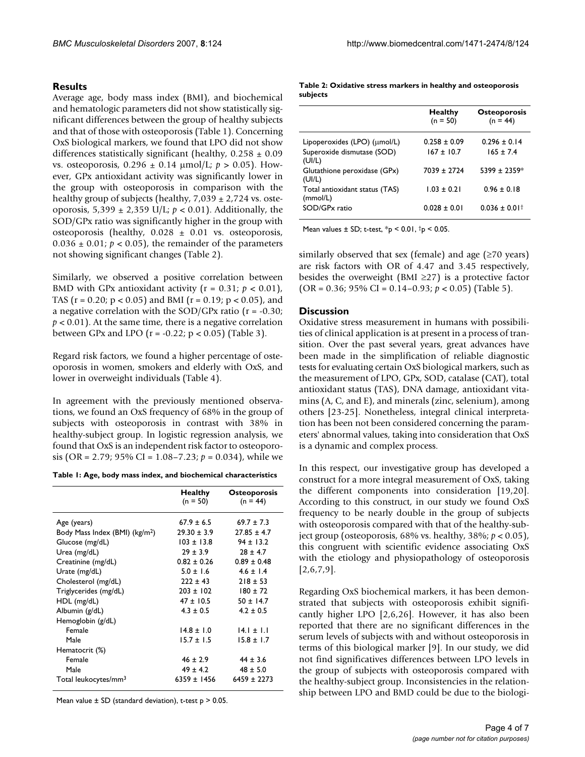## Results

Average age, body mass index (BMI), and biochemical and hematologic parameters did not show statistically significant differences between the group of healthy subjects and that of those with osteoporosis (Table 1). Concerning OxS biological markers, we found that LPO did not show differences statistically significant (healthy, 0.258 ± 0.09 vs. osteoporosis, 0.296 ± 0.14 μmol/L; $p > 0.05$). However, GPx antioxidant activity was significantly lower in the group with osteoporosis in comparison with the healthy group of subjects (healthy, 7,039 ± 2,724 vs. osteoporosis, 5,399 ± 2,359 U/L; $p < 0.01$). Additionally, the SOD/GPx ratio was significantly higher in the group with osteoporosis (healthy, 0.028 ± 0.01 vs. osteoporosis, 0.036 ± 0.01; $p < 0.05$), the remainder of the parameters not showing significant changes (Table 2).

Similarly, we observed a positive correlation between BMD with GPx antioxidant activity ($r = 0.31$; $p < 0.01$), TAS ($r = 0.20$; $p < 0.05$) and BMI ($r = 0.19$; $p < 0.05$), and a negative correlation with the SOD/GPx ratio ($r = -0.30$; $p < 0.01$). At the same time, there is a negative correlation between GPx and LPO ($r = -0.22$; $p < 0.05$) (Table 3).

Regard risk factors, we found a higher percentage of osteoporosis in women, smokers and elderly with OxS, and lower in overweight individuals (Table 4).

In agreement with the previously mentioned observations, we found an OxS frequency of 68% in the group of subjects with osteoporosis in contrast with 38% in healthy-subject group. In logistic regression analysis, we found that OxS is an independent risk factor to osteoporosis (OR = 2.79; 95% CI = 1.08–7.23; $p = 0.034$), while we similarly observed that sex (female) and age (≥70 years) are risk factors with OR of 4.47 and 3.45 respectively, besides the overweight (BMI ≥27) is a protective factor (OR = 0.36; 95% CI = 0.14–0.93; $p < 0.05$) (Table 5).

**Table 1: Age, body mass index, and biochemical characteristics**

| | Healthy (n = 50) | Osteoporosis (n = 44) |
|---|---|---|
| Age (years) | 67.9 ± 6.5 | 69.7 ± 7.3 |
| Body Mass Index (BMI) ($kg/m^2$) | 29.30 ± 3.9 | 27.85 ± 4.7 |
| Glucose (mg/dL) | 103 ± 13.8 | 94 ± 13.2 |
| Urea (mg/dL) | 29 ± 3.9 | 28 ± 4.7 |
| Creatinine (mg/dL) | 0.82 ± 0.26 | 0.89 ± 0.48 |
| Urate (mg/dL) | 5.0 ± 1.6 | 4.6 ± 1.4 |
| Cholesterol (mg/dL) | 222 ± 43 | 218 ± 53 |
| Triglycerides (mg/dL) | 203 ± 102 | 180 ± 72 |
| HDL (mg/dL) | 47 ± 10.5 | 50 ± 14.7 |
| Albumin (g/dL) | 4.3 ± 0.5 | 4.2 ± 0.5 |
| Hemoglobin (g/dL) | | |
| Female | 14.8 ± 1.0 | 14.1 ± 1.1 |
| Male | 15.7 ± 1.5 | 15.8 ± 1.7 |
| Hematocrit (%) | | |
| Female | 46 ± 2.9 | 44 ± 3.6 |
| Male | 49 ± 4.2 | 48 ± 5.0 |
| Total leukocytes/$mm^3$ | 6359 ± 1456 | 6459 ± 2273 |

Mean value ± SD (standard deviation), t-test $p > 0.05$.

**Table 2: Oxidative stress markers in healthy and osteoporosis subjects**

| | Healthy (n = 50) | Osteoporosis (n = 44) |
|---|---|---|
| Lipoperoxides (LPO) (μmol/L) | 0.258 ± 0.09 | 0.296 ± 0.14 |
| Superoxide dismutase (SOD) (UI/L) | 167 ± 10.7 | 165 ± 7.4 |
| Glutathione peroxidase (GPx) (UI/L) | 7039 ± 2724 | 5399 ± 2359* |
| Total antioxidant status (TAS) (mmol/L) | 1.03 ± 0.21 | 0.96 ± 0.18 |
| SOD/GPx ratio | 0.028 ± 0.01 | 0.036 ± 0.01† |

Mean values ± SD; t-test, *$p < 0.01$, †$p < 0.05$.

## Discussion

Oxidative stress measurement in humans with possibilities of clinical application is at present in a process of transition. Over the past several years, great advances have been made in the simplification of reliable diagnostic tests for evaluating certain OxS biological markers, such as the measurement of LPO, GPx, SOD, catalase (CAT), total antioxidant status (TAS), DNA damage, antioxidant vitamins (A, C, and E), and minerals (zinc, selenium), among others [23-25]. Nonetheless, integral clinical interpretation has not been considered concerning the parameters' abnormal values, taking into consideration that OxS is a dynamic and complex process.

In this respect, our investigative group has developed a construct for a more integral measurement of OxS, taking the different components into consideration [19,20]. According to this construct, in our study we found OxS frequency to be nearly double in the group of subjects with osteoporosis compared with that of the healthy-subject group (osteoporosis, 68% vs. healthy, 38%; $p < 0.05$), this congruent with scientific evidence associating OxS with the etiology and physiopathology of osteoporosis [2,6,7,9].

Regarding OxS biochemical markers, it has been demonstrated that subjects with osteoporosis exhibit significantly higher LPO [2,6,26]. However, it has also been reported that there are no significant differences in the serum levels of subjects with and without osteoporosis in terms of this biological marker [9]. In our study, we did not find significatives differences between LPO levels in the group of subjects with osteoporosis compared with the healthy-subject group. Inconsistencies in the relationship between LPO and BMD could be due to the biologi-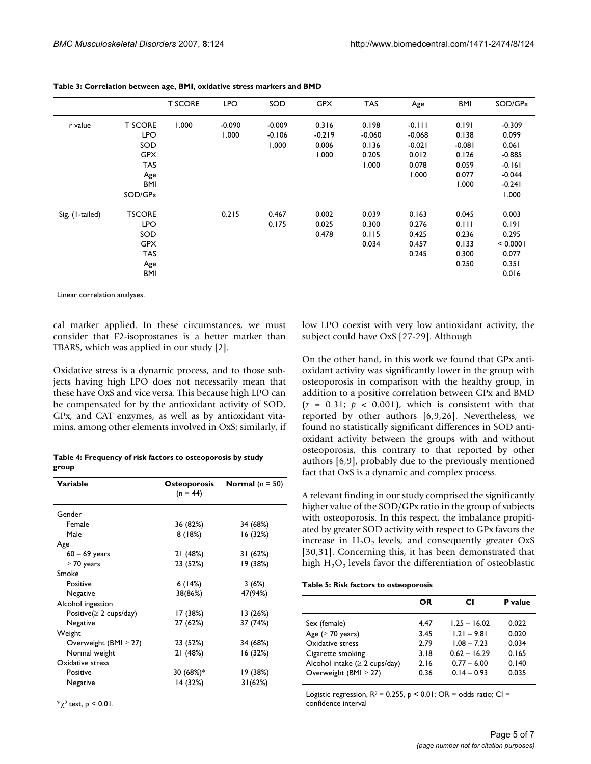**Table 3: Correlation between age, BMI, oxidative stress markers and BMD**

| | | T SCORE | LPO | SOD | GPX | TAS | Age | BMI | SOD/GPx |
|---|---|---|---|---|---|---|---|---|---|
| r value | T SCORE | 1.000 | -0.090 | -0.009 | 0.316 | 0.198 | -0.111 | 0.191 | -0.309 |
| | LPO | | 1.000 | -0.106 | -0.219 | -0.060 | -0.068 | 0.138 | 0.099 |
| | SOD | | | 1.000 | 0.006 | 0.136 | -0.021 | -0.081 | 0.061 |
| | GPX | | | | 1.000 | 0.205 | 0.012 | 0.126 | -0.885 |
| | TAS | | | | | 1.000 | 0.078 | 0.059 | -0.161 |
| | Age | | | | | | 1.000 | 0.077 | -0.044 |
| | BMI | | | | | | | 1.000 | -0.241 |
| | SOD/GPx | | | | | | | | 1.000 |
| Sig. (1-tailed) | TSCORE | | 0.215 | 0.467 | 0.002 | 0.039 | 0.163 | 0.045 | 0.003 |
| | LPO | | | 0.175 | 0.025 | 0.300 | 0.276 | 0.111 | 0.191 |
| | SOD | | | | 0.478 | 0.115 | 0.425 | 0.236 | 0.295 |
| | GPX | | | | | 0.034 | 0.457 | 0.133 | < 0.0001 |
| | TAS | | | | | | 0.245 | 0.300 | 0.077 |
| | Age | | | | | | | 0.250 | 0.351 |
| | BMI | | | | | | | | 0.016 |

Linear correlation analyses.

cal marker applied. In these circumstances, we must consider that F2-isoprostanes is a better marker than TBARS, which was applied in our study [2].

Oxidative stress is a dynamic process, and to those subjects having high LPO does not necessarily mean that these have OxS and vice versa. This because high LPO can be compensated for by the antioxidant activity of SOD, GPx, and CAT enzymes, as well as by antioxidant vitamins, among other elements involved in OxS; similarly, if low LPO coexist with very low antioxidant activity, the subject could have OxS [27-29]. Although

**Table 4: Frequency of risk factors to osteoporosis by study group**

| **Variable** | **Osteoporosis** (n = 44) | **Normal** (n = 50) |
|---|---|---|
| Gender | | |
| Female | 36 (82%) | 34 (68%) |
| Male | 8 (18%) | 16 (32%) |
| Age | | |
| 60 – 69 years | 21 (48%) | 31 (62%) |
| ≥ 70 years | 23 (52%) | 19 (38%) |
| Smoke | | |
| Positive | 6 (14%) | 3 (6%) |
| Negative | 38(86%) | 47(94%) |
| Alcohol ingestion | | |
| Positive(≥ 2 cups/day) | 17 (38%) | 13 (26%) |
| Negative | 27 (62%) | 37 (74%) |
| Weight | | |
| Overweight (BMI ≥ 27) | 23 (52%) | 34 (68%) |
| Normal weight | 21 (48%) | 16 (32%) |
| Oxidative stress | | |
| Positive | 30 (68%)* | 19 (38%) |
| Negative | 14 (32%) | 31(62%) |

*$\chi^2$ test, $p < 0.01$.

On the other hand, in this work we found that GPx antioxidant activity was significantly lower in the group with osteoporosis in comparison with the healthy group, in addition to a positive correlation between GPx and BMD ($r = 0.31$; $p < 0.001$), which is consistent with that reported by other authors [6,9,26]. Nevertheless, we found no statistically significant differences in SOD antioxidant activity between the groups with and without osteoporosis, this contrary to that reported by other authors [6,9], probably due to the previously mentioned fact that OxS is a dynamic and complex process.

A relevant finding in our study comprised the significantly higher value of the SOD/GPx ratio in the group of subjects with osteoporosis. In this respect, the imbalance propitiated by greater SOD activity with respect to GPx favors the increase in $H_2O_2$ levels, and consequently greater OxS [30,31]. Concerning this, it has been demonstrated that high $H_2O_2$ levels favor the differentiation of osteoblastic

**Table 5: Risk factors to osteoporosis**

| | **OR** | **CI** | **P value** |
|---|---|---|---|
| Sex (female) | 4.47 | 1.25 – 16.02 | 0.022 |
| Age (≥ 70 years) | 3.45 | 1.21 – 9.81 | 0.020 |
| Oxidative stress | 2.79 | 1.08 – 7.23 | 0.034 |
| Cigarette smoking | 3.18 | 0.62 – 16.29 | 0.165 |
| Alcohol intake (≥ 2 cups/day) | 2.16 | 0.77 – 6.00 | 0.140 |
| Overweight (BMI ≥ 27) | 0.36 | 0.14 – 0.93 | 0.035 |

Logistic regression, $R^2 = 0.255$, $p < 0.01$; OR = odds ratio; CI = confidence interval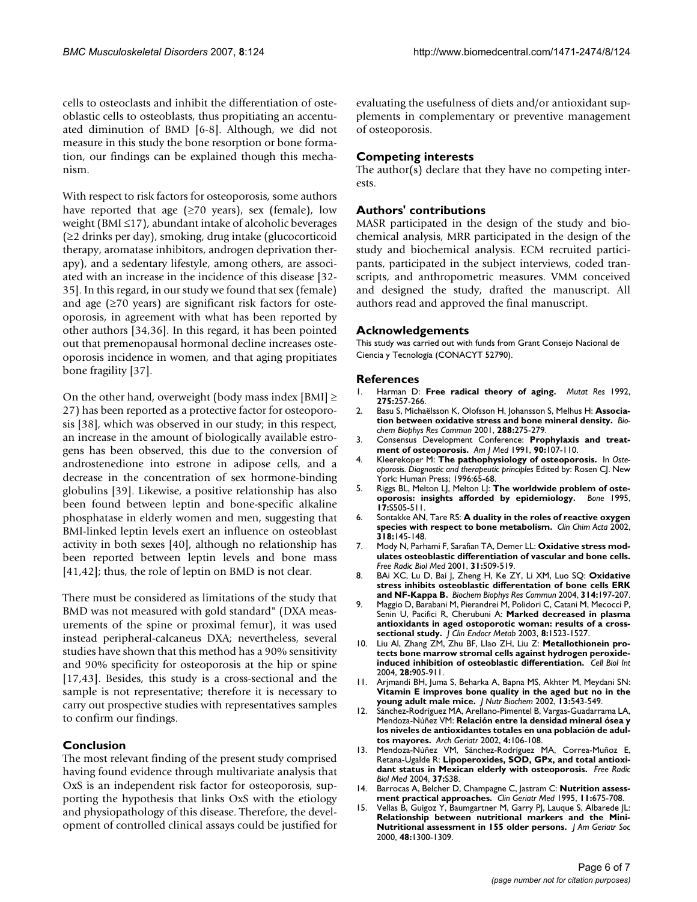cells to osteoclasts and inhibit the differentiation of osteoblastic cells to osteoblasts, thus propitiating an accentuated diminution of BMD [6-8]. Although, we did not measure in this study the bone resorption or bone formation, our findings can be explained though this mechanism.

With respect to risk factors for osteoporosis, some authors have reported that age (≥70 years), sex (female), low weight (BMI ≤17), abundant intake of alcoholic beverages (≥2 drinks per day), smoking, drug intake (glucocorticoid therapy, aromatase inhibitors, androgen deprivation therapy), and a sedentary lifestyle, among others, are associated with an increase in the incidence of this disease [32-35]. In this regard, in our study we found that sex (female) and age (≥70 years) are significant risk factors for osteoporosis, in agreement with what has been reported by other authors [34,36]. In this regard, it has been pointed out that premenopausal hormonal decline increases osteoporosis incidence in women, and that aging propitiates bone fragility [37].

On the other hand, overweight (body mass index [BMI] ≥ 27) has been reported as a protective factor for osteoporosis [38], which was observed in our study; in this respect, an increase in the amount of biologically available estrogens has been observed, this due to the conversion of androstenedione into estrone in adipose cells, and a decrease in the concentration of sex hormone-binding globulins [39]. Likewise, a positive relationship has also been found between leptin and bone-specific alkaline phosphatase in elderly women and men, suggesting that BMI-linked leptin levels exert an influence on osteoblast activity in both sexes [40], although no relationship has been reported between leptin levels and bone mass [41,42]; thus, the role of leptin on BMD is not clear.

There must be considered as limitations of the study that BMD was not measured with gold standard" (DXA measurements of the spine or proximal femur), it was used instead peripheral-calcaneus DXA; nevertheless, several studies have shown that this method has a 90% sensitivity and 90% specificity for osteoporosis at the hip or spine [17,43]. Besides, this study is a cross-sectional and the sample is not representative; therefore it is necessary to carry out prospective studies with representatives samples to confirm our findings.

## Conclusion

The most relevant finding of the present study comprised having found evidence through multivariate analysis that OxS is an independent risk factor for osteoporosis, supporting the hypothesis that links OxS with the etiology and physiopathology of this disease. Therefore, the development of controlled clinical assays could be justified for evaluating the usefulness of diets and/or antioxidant supplements in complementary or preventive management of osteoporosis.

## Competing interests

The author(s) declare that they have no competing interests.

## Authors' contributions

MASR participated in the design of the study and biochemical analysis, MRR participated in the design of the study and biochemical analysis. ECM recruited participants, participated in the subject interviews, coded transcripts, and anthropometric measures. VMM conceived and designed the study, drafted the manuscript. All authors read and approved the final manuscript.

## Acknowledgements

This study was carried out with funds from Grant Consejo Nacional de Ciencia y Tecnología (CONACYT 52790).

## References

1. Harman D: **Free radical theory of aging.** *Mutat Res* 1992, **275:**257-266.
2. Basu S, Michaëlsson K, Olofsson H, Johansson S, Melhus H: **Association between oxidative stress and bone mineral density.** *Biochem Biophys Res Commun* 2001, **288:**275-279.
3. Consensus Development Conference: **Prophylaxis and treatment of osteoporosis.** *Am J Med* 1991, **90:**107-110.
4. Kleerekoper M: **The pathophysiology of osteoporosis.** In *Osteoporosis. Diagnostic and therapeutic principles* Edited by: Rosen CJ. New York: Human Press; 1996:65-68.
5. Riggs BL, Melton LJ, Melton LJ: **The worldwide problem of osteoporosis: insights afforded by epidemiology.** *Bone* 1995, **17:**S505-511.
6. Sontakke AN, Tare RS: **A duality in the roles of reactive oxygen species with respect to bone metabolism.** *Clin Chim Acta* 2002, **318:**145-148.
7. Mody N, Parhami F, Sarafian TA, Demer LL: **Oxidative stress modulates osteoblastic differentiation of vascular and bone cells.** *Free Radic Biol Med* 2001, **31:**509-519.
8. BAi XC, Lu D, Bai J, Zheng H, Ke ZY, Li XM, Luo SQ: **Oxidative stress inhibits osteoblastic differentiation of bone cells ERK and NF-Kappa B.** *Biochem Biophys Res Commun* 2004, **314:**197-207.
9. Maggio D, Barabani M, Pierandrei M, Polidori C, Catani M, Mecocci P, Senin U, Pacifici R, Cherubuni A: **Marked decreased in plasma antioxidants in aged ostoporotic woman: results of a cross-sectional study.** *J Clin Endocr Metab* 2003, **8:**1523-1527.
10. Liu AI, Zhang ZM, Zhu BF, LIao ZH, Liu Z: **Metallothionein protects bone marrow stromal cells against hydrogen peroxide-induced inhibition of osteoblastic differentiation.** *Cell Biol Int* 2004, **28:**905-911.
11. Arjmandi BH, Juma S, Beharka A, Bapna MS, Akhter M, Meydani SN: **Vitamin E improves bone quality in the aged but no in the young adult male mice.** *J Nutr Biochem* 2002, **13:**543-549.
12. Sánchez-Rodríguez MA, Arellano-Pimentel B, Vargas-Guadarrama LA, Mendoza-Núñez VM: **Relación entre la densidad mineral ósea y los niveles de antioxidantes totales en una población de adultos mayores.** *Arch Geriatr* 2002, **4:**106-108.
13. Mendoza-Núñez VM, Sánchez-Rodríguez MA, Correa-Muñoz E, Retana-Ugalde R: **Lipoperoxides, SOD, GPx, and total antioxidant status in Mexican elderly with osteoporosis.** *Free Radic Biol Med* 2004, **37:**S38.
14. Barrocas A, Belcher D, Champagne C, Jastram C: **Nutrition assessment practical approaches.** *Clin Geriatr Med* 1995, **11:**675-708.
15. Vellas B, Guigoz Y, Baumgartner M, Garry PJ, Lauque S, Albarede JL: **Relationship between nutritional markers and the Mini-Nutritional assessment in 155 older persons.** *J Am Geriatr Soc* 2000, **48:**1300-1309.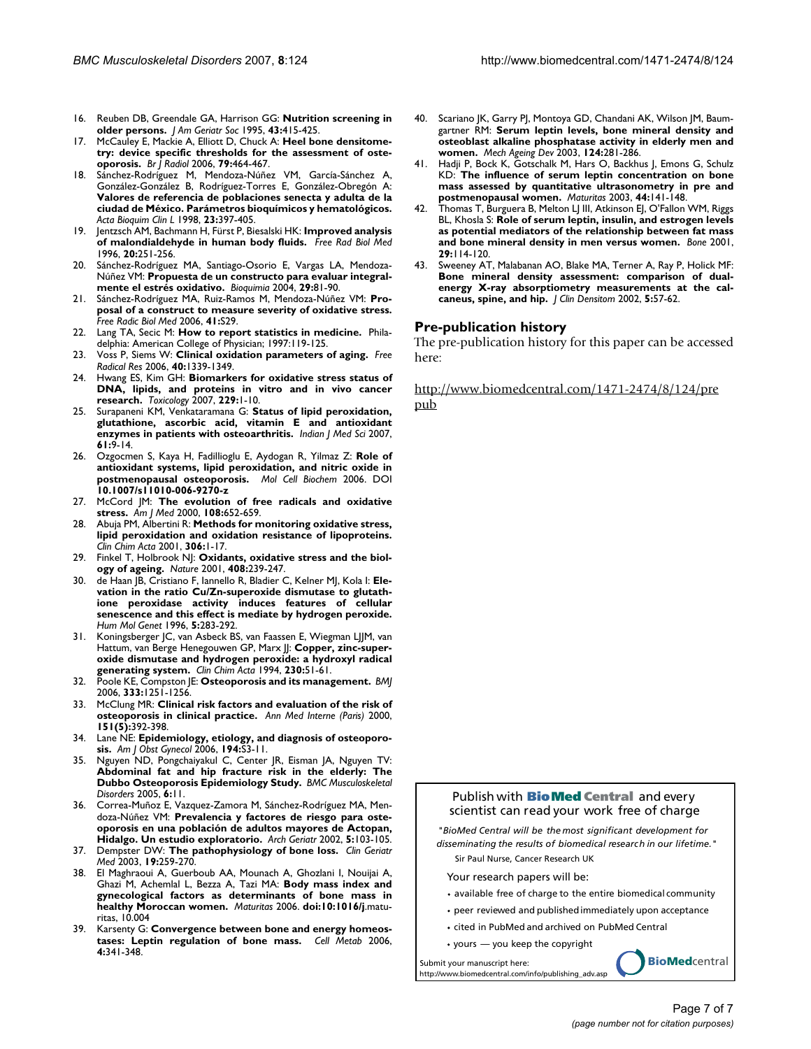16. Reuben DB, Greendale GA, Harrison GG: **Nutrition screening in older persons.** *J Am Geriatr Soc* 1995, **43:**415-425.
17. McCauley E, Mackie A, Elliott D, Chuck A: **Heel bone densitometry: device specific thresholds for the assessment of osteoporosis.** *Br J Radiol* 2006, **79:**464-467.
18. Sánchez-Rodríguez M, Mendoza-Núñez VM, García-Sánchez A, González-González B, Rodríguez-Torres E, González-Obregón A: **Valores de referencia de poblaciones senecta y adulta de la ciudad de México. Parámetros bioquímicos y hematológicos.** *Acta Bioquim Clin L* 1998, **23:**397-405.
19. Jentzsch AM, Bachmann H, Fürst P, Biesalski HK: **Improved analysis of malondialdehyde in human body fluids.** *Free Rad Biol Med* 1996, **20:**251-256.
20. Sánchez-Rodríguez MA, Santiago-Osorio E, Vargas LA, Mendoza-Núñez VM: **Propuesta de un constructo para evaluar integralmente el estrés oxidativo.** *Bioquimia* 2004, **29:**81-90.
21. Sánchez-Rodríguez MA, Ruiz-Ramos M, Mendoza-Núñez VM: **Proposal of a construct to measure severity of oxidative stress.** *Free Radic Biol Med* 2006, **41:**S29.
22. Lang TA, Secic M: **How to report statistics in medicine.** Philadelphia: American College of Physician; 1997:119-125.
23. Voss P, Siems W: **Clinical oxidation parameters of aging.** *Free Radical Res* 2006, **40:**1339-1349.
24. Hwang ES, Kim GH: **Biomarkers for oxidative stress status of DNA, lipids, and proteins in vitro and in vivo cancer research.** *Toxicology* 2007, **229:**1-10.
25. Surapaneni KM, Venkataramana G: **Status of lipid peroxidation, glutathione, ascorbic acid, vitamin E and antioxidant enzymes in patients with osteoarthritis.** *Indian J Med Sci* 2007, **61:**9-14.
26. Ozgocmen S, Kaya H, Fadillioglu E, Aydogan R, Yilmaz Z: **Role of antioxidant systems, lipid peroxidation, and nitric oxide in postmenopausal osteoporosis.** *Mol Cell Biochem* 2006. DOI **10.1007/s11010-006-9270-z**
27. McCord JM: **The evolution of free radicals and oxidative stress.** *Am J Med* 2000, **108:**652-659.
28. Abuja PM, Albertini R: **Methods for monitoring oxidative stress, lipid peroxidation and oxidation resistance of lipoproteins.** *Clin Chim Acta* 2001, **306:**1-17.
29. Finkel T, Holbrook NJ: **Oxidants, oxidative stress and the biology of ageing.** *Nature* 2001, **408:**239-247.
30. de Haan JB, Cristiano F, Iannello R, Bladier C, Kelner MJ, Kola I: **Elevation in the ratio Cu/Zn-superoxide dismutase to glutathione peroxidase activity induces features of cellular senescence and this effect is mediate by hydrogen peroxide.** *Hum Mol Genet* 1996, **5:**283-292.
31. Koningsberger JC, van Asbeck BS, van Faassen E, Wiegman LJJM, van Hattum, van Berge Henegouwen GP, Marx JJ: **Copper, zinc-superoxide dismutase and hydrogen peroxide: a hydroxyl radical generating system.** *Clin Chim Acta* 1994, **230:**51-61.
32. Poole KE, Compston JE: **Osteoporosis and its management.** *BMJ* 2006, **333:**1251-1256.
33. McClung MR: **Clinical risk factors and evaluation of the risk of osteoporosis in clinical practice.** *Ann Med Interne (Paris)* 2000, **151(5):**392-398.
34. Lane NE: **Epidemiology, etiology, and diagnosis of osteoporosis.** *Am J Obst Gynecol* 2006, **194:**S3-11.
35. Nguyen ND, Pongchaiyakul C, Center JR, Eisman JA, Nguyen TV: **Abdominal fat and hip fracture risk in the elderly: The Dubbo Osteoporosis Epidemiology Study.** *BMC Musculoskeletal Disorders* 2005, **6:**11.
36. Correa-Muñoz E, Vazquez-Zamora M, Sánchez-Rodríguez MA, Mendoza-Núñez VM: **Prevalencia y factores de riesgo para osteoporosis en una población de adultos mayores de Actopan, Hidalgo. Un estudio exploratorio.** *Arch Geriatr* 2002, **5:**103-105.
37. Dempster DW: **The pathophysiology of bone loss.** *Clin Geriatr Med* 2003, **19:**259-270.
38. El Maghraoui A, Guerboub AA, Mounach A, Ghozlani I, Nouijai A, Ghazi M, Achemlal L, Bezza A, Tazi MA: **Body mass index and gynecological factors as determinants of bone mass in healthy Moroccan women.** *Maturitas* 2006. **doi:10:1016/j**.maturitas, 10.004
39. Karsenty G: **Convergence between bone and energy homeostases: Leptin regulation of bone mass.** *Cell Metab* 2006, **4:**341-348.
40. Scariano JK, Garry PJ, Montoya GD, Chandani AK, Wilson JM, Baumgartner RM: **Serum leptin levels, bone mineral density and osteoblast alkaline phosphatase activity in elderly men and women.** *Mech Ageing Dev* 2003, **124:**281-286.
41. Hadji P, Bock K, Gotschalk M, Hars O, Backhus J, Emons G, Schulz KD: **The influence of serum leptin concentration on bone mass assessed by quantitative ultrasonometry in pre and postmenopausal women.** *Maturitas* 2003, **44:**141-148.
42. Thomas T, Burguera B, Melton LJ III, Atkinson EJ, O'Fallon WM, Riggs BL, Khosla S: **Role of serum leptin, insulin, and estrogen levels as potential mediators of the relationship between fat mass and bone mineral density in men versus women.** *Bone* 2001, **29:**114-120.
43. Sweeney AT, Malabanan AO, Blake MA, Terner A, Ray P, Holick MF: **Bone mineral density assessment: comparison of dual-energy X-ray absorptiometry measurements at the calcaneus, spine, and hip.** *J Clin Densitom* 2002, **5:**57-62.

## Pre-publication history

The pre-publication history for this paper can be accessed here:

http://www.biomedcentral.com/1471-2474/8/124/prepub

Publish with **BioMed Central** and every scientist can read your work free of charge

*"BioMed Central will be the most significant development for disseminating the results of biomedical research in our lifetime."*

Sir Paul Nurse, Cancer Research UK

Your research papers will be:

- available free of charge to the entire biomedical community
- peer reviewed and published immediately upon acceptance
- cited in PubMed and archived on PubMed Central
- yours — you keep the copyright

Submit your manuscript here:
http://www.biomedcentral.com/info/publishing_adv.asp

**BioMed**central